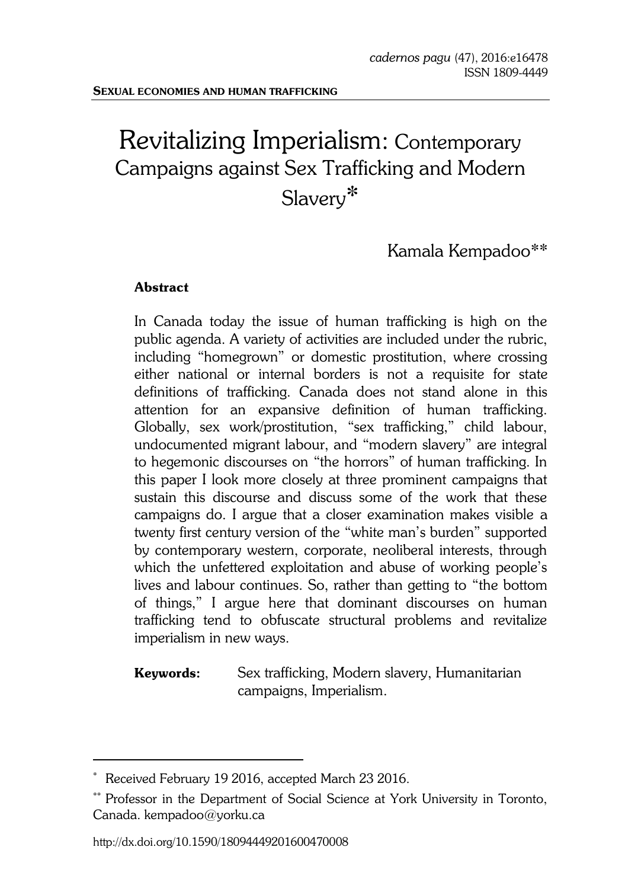**SEXUAL ECONOMIES AND HUMAN TRAFFICKING**

# Revitalizing Imperialism: Contemporary Campaigns against Sex Trafficking and Modern Slavery*

Kamala Kempadoo**

**Abstract**

In Canada today the issue of human trafficking is high on the public agenda. A variety of activities are included under the rubric, including "homegrown" or domestic prostitution, where crossing either national or internal borders is not a requisite for state definitions of trafficking. Canada does not stand alone in this attention for an expansive definition of human trafficking. Globally, sex work/prostitution, "sex trafficking," child labour, undocumented migrant labour, and "modern slavery" are integral to hegemonic discourses on "the horrors" of human trafficking. In this paper I look more closely at three prominent campaigns that sustain this discourse and discuss some of the work that these campaigns do. I argue that a closer examination makes visible a twenty first century version of the "white man's burden" supported by contemporary western, corporate, neoliberal interests, through which the unfettered exploitation and abuse of working people's lives and labour continues. So, rather than getting to "the bottom of things," I argue here that dominant discourses on human trafficking tend to obfuscate structural problems and revitalize imperialism in new ways.

**Keywords:** Sex trafficking, Modern slavery, Humanitarian campaigns, Imperialism.

---

* Received February 19 2016, accepted March 23 2016.

** Professor in the Department of Social Science at York University in Toronto, Canada. kempadoo@yorku.ca

http://dx.doi.org/10.1590/18094449201600470008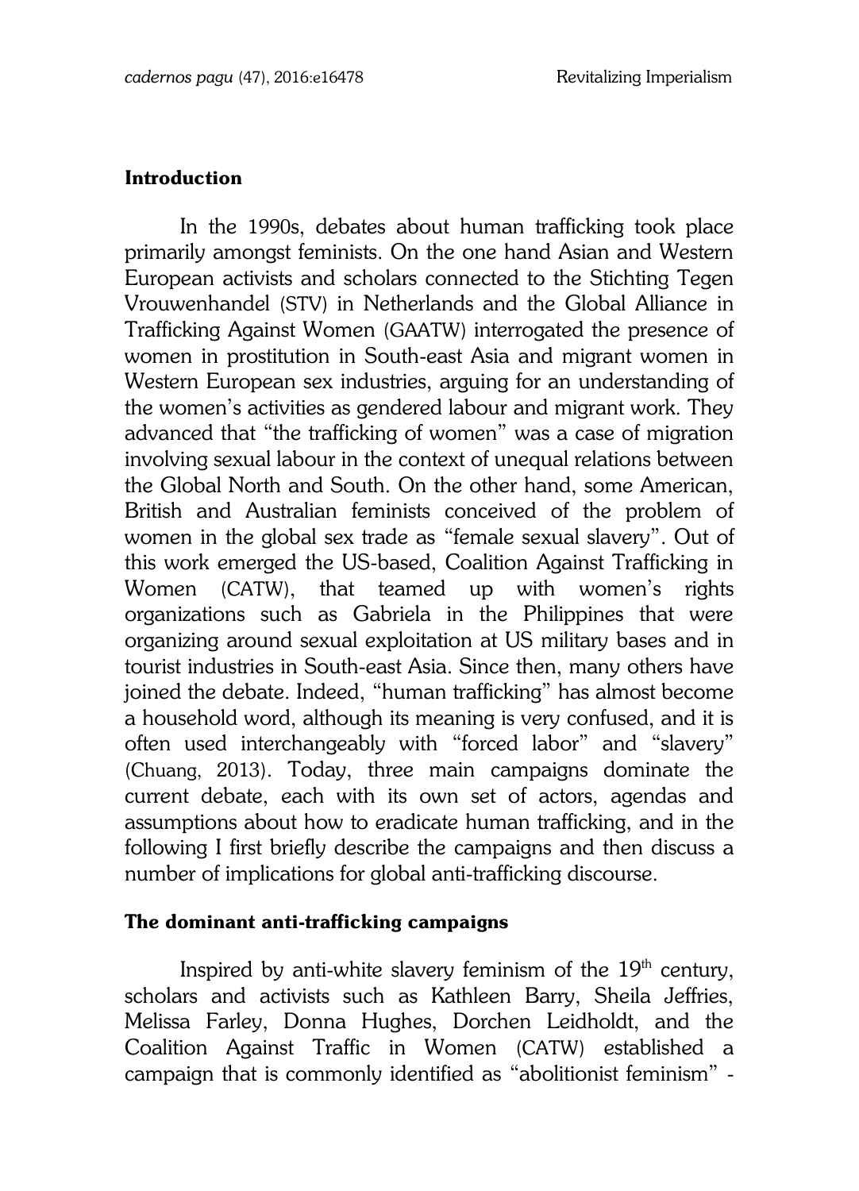## Introduction

In the 1990s, debates about human trafficking took place primarily amongst feminists. On the one hand Asian and Western European activists and scholars connected to the Stichting Tegen Vrouwenhandel (STV) in Netherlands and the Global Alliance in Trafficking Against Women (GAATW) interrogated the presence of women in prostitution in South-east Asia and migrant women in Western European sex industries, arguing for an understanding of the women's activities as gendered labour and migrant work. They advanced that "the trafficking of women" was a case of migration involving sexual labour in the context of unequal relations between the Global North and South. On the other hand, some American, British and Australian feminists conceived of the problem of women in the global sex trade as "female sexual slavery". Out of this work emerged the US-based, Coalition Against Trafficking in Women (CATW), that teamed up with women's rights organizations such as Gabriela in the Philippines that were organizing around sexual exploitation at US military bases and in tourist industries in South-east Asia. Since then, many others have joined the debate. Indeed, "human trafficking" has almost become a household word, although its meaning is very confused, and it is often used interchangeably with "forced labor" and "slavery" (Chuang, 2013). Today, three main campaigns dominate the current debate, each with its own set of actors, agendas and assumptions about how to eradicate human trafficking, and in the following I first briefly describe the campaigns and then discuss a number of implications for global anti-trafficking discourse.

## The dominant anti-trafficking campaigns

Inspired by anti-white slavery feminism of the 19th century, scholars and activists such as Kathleen Barry, Sheila Jeffries, Melissa Farley, Donna Hughes, Dorchen Leidholdt, and the Coalition Against Traffic in Women (CATW) established a campaign that is commonly identified as "abolitionist feminism" -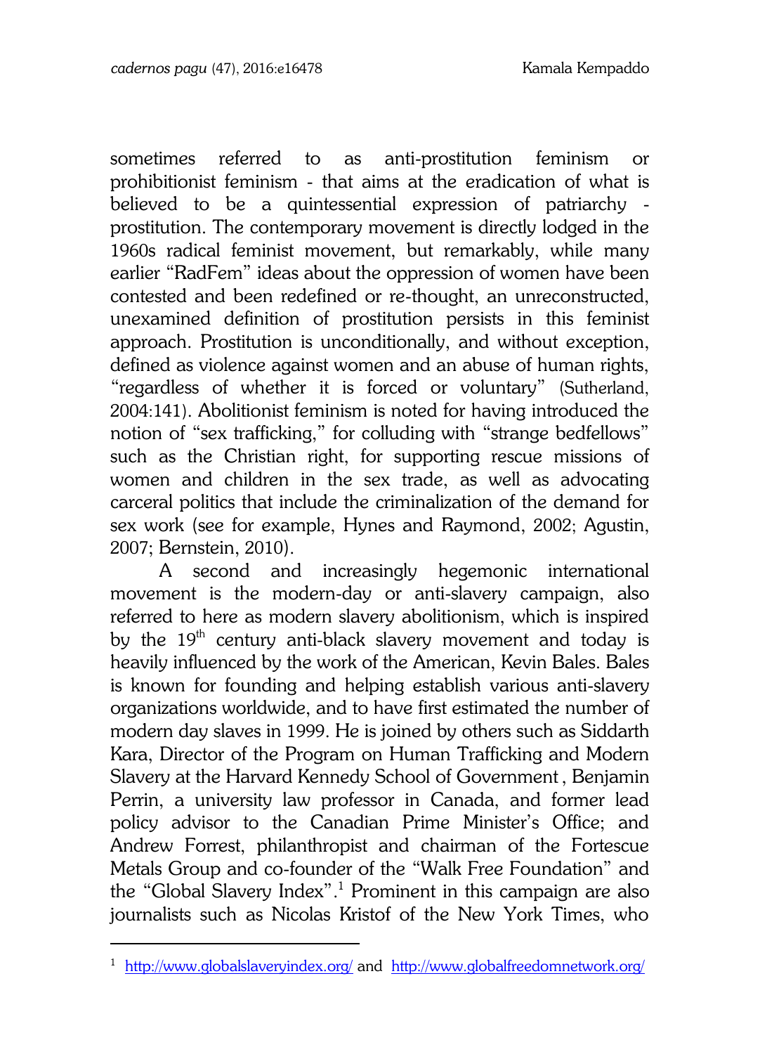sometimes referred to as anti-prostitution feminism or prohibitionist feminism - that aims at the eradication of what is believed to be a quintessential expression of patriarchy - prostitution. The contemporary movement is directly lodged in the 1960s radical feminist movement, but remarkably, while many earlier "RadFem" ideas about the oppression of women have been contested and been redefined or re-thought, an unreconstructed, unexamined definition of prostitution persists in this feminist approach. Prostitution is unconditionally, and without exception, defined as violence against women and an abuse of human rights, "regardless of whether it is forced or voluntary" (Sutherland, 2004:141). Abolitionist feminism is noted for having introduced the notion of "sex trafficking," for colluding with "strange bedfellows" such as the Christian right, for supporting rescue missions of women and children in the sex trade, as well as advocating carceral politics that include the criminalization of the demand for sex work (see for example, Hynes and Raymond, 2002; Agustin, 2007; Bernstein, 2010).

A second and increasingly hegemonic international movement is the modern-day or anti-slavery campaign, also referred to here as modern slavery abolitionism, which is inspired by the 19th century anti-black slavery movement and today is heavily influenced by the work of the American, Kevin Bales. Bales is known for founding and helping establish various anti-slavery organizations worldwide, and to have first estimated the number of modern day slaves in 1999. He is joined by others such as Siddarth Kara, Director of the Program on Human Trafficking and Modern Slavery at the Harvard Kennedy School of Government , Benjamin Perrin, a university law professor in Canada, and former lead policy advisor to the Canadian Prime Minister's Office; and Andrew Forrest, philanthropist and chairman of the Fortescue Metals Group and co-founder of the "Walk Free Foundation" and the "Global Slavery Index".[1] Prominent in this campaign are also journalists such as Nicolas Kristof of the New York Times, who

[1] http://www.globalslaveryindex.org/ and http://www.globalfreedomnetwork.org/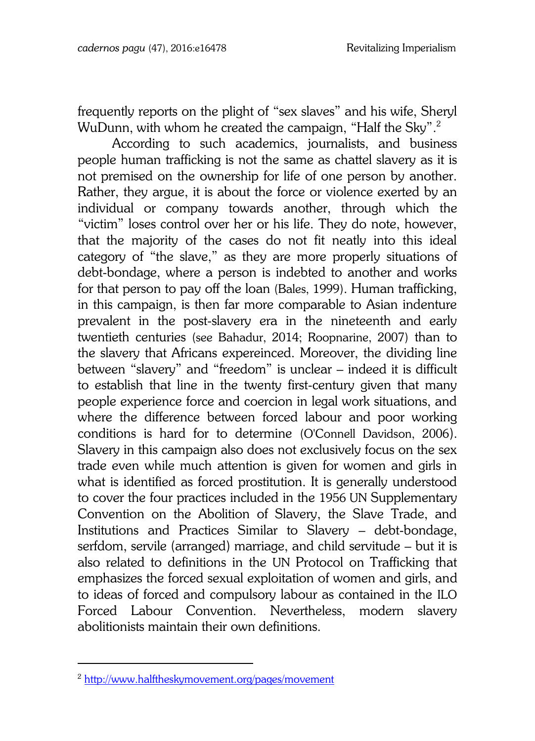frequently reports on the plight of "sex slaves" and his wife, Sheryl WuDunn, with whom he created the campaign, "Half the Sky".[2]

According to such academics, journalists, and business people human trafficking is not the same as chattel slavery as it is not premised on the ownership for life of one person by another. Rather, they argue, it is about the force or violence exerted by an individual or company towards another, through which the "victim" loses control over her or his life. They do note, however, that the majority of the cases do not fit neatly into this ideal category of "the slave," as they are more properly situations of debt-bondage, where a person is indebted to another and works for that person to pay off the loan (Bales, 1999). Human trafficking, in this campaign, is then far more comparable to Asian indenture prevalent in the post-slavery era in the nineteenth and early twentieth centuries (see Bahadur, 2014; Roopnarine, 2007) than to the slavery that Africans expereinced. Moreover, the dividing line between "slavery" and "freedom" is unclear – indeed it is difficult to establish that line in the twenty first-century given that many people experience force and coercion in legal work situations, and where the difference between forced labour and poor working conditions is hard for to determine (O'Connell Davidson, 2006). Slavery in this campaign also does not exclusively focus on the sex trade even while much attention is given for women and girls in what is identified as forced prostitution. It is generally understood to cover the four practices included in the 1956 UN Supplementary Convention on the Abolition of Slavery, the Slave Trade, and Institutions and Practices Similar to Slavery – debt-bondage, serfdom, servile (arranged) marriage, and child servitude – but it is also related to definitions in the UN Protocol on Trafficking that emphasizes the forced sexual exploitation of women and girls, and to ideas of forced and compulsory labour as contained in the ILO Forced Labour Convention. Nevertheless, modern slavery abolitionists maintain their own definitions.

---

[2] http://www.halftheskymovement.org/pages/movement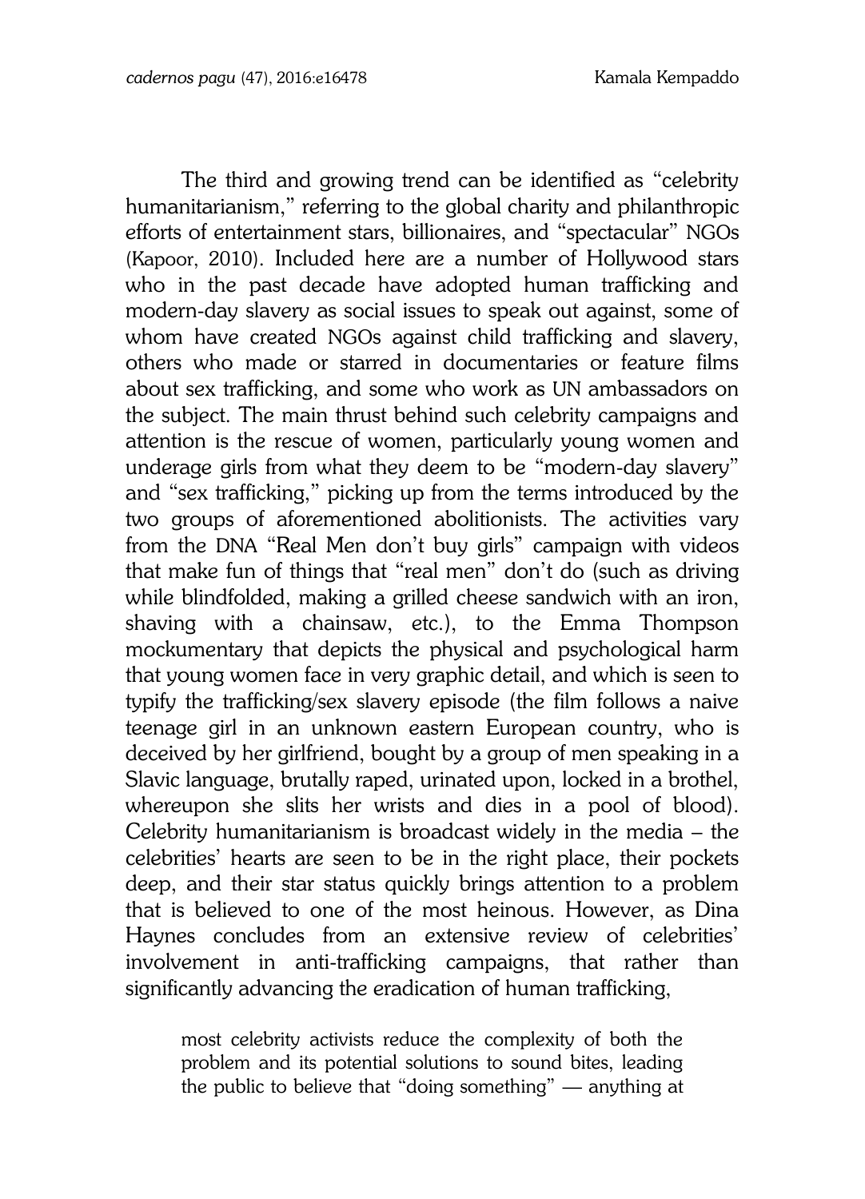The third and growing trend can be identified as "celebrity humanitarianism," referring to the global charity and philanthropic efforts of entertainment stars, billionaires, and "spectacular" NGOs (Kapoor, 2010). Included here are a number of Hollywood stars who in the past decade have adopted human trafficking and modern-day slavery as social issues to speak out against, some of whom have created NGOs against child trafficking and slavery, others who made or starred in documentaries or feature films about sex trafficking, and some who work as UN ambassadors on the subject. The main thrust behind such celebrity campaigns and attention is the rescue of women, particularly young women and underage girls from what they deem to be "modern-day slavery" and "sex trafficking," picking up from the terms introduced by the two groups of aforementioned abolitionists. The activities vary from the DNA "Real Men don't buy girls" campaign with videos that make fun of things that "real men" don't do (such as driving while blindfolded, making a grilled cheese sandwich with an iron, shaving with a chainsaw, etc.), to the Emma Thompson mockumentary that depicts the physical and psychological harm that young women face in very graphic detail, and which is seen to typify the trafficking/sex slavery episode (the film follows a naive teenage girl in an unknown eastern European country, who is deceived by her girlfriend, bought by a group of men speaking in a Slavic language, brutally raped, urinated upon, locked in a brothel, whereupon she slits her wrists and dies in a pool of blood). Celebrity humanitarianism is broadcast widely in the media – the celebrities' hearts are seen to be in the right place, their pockets deep, and their star status quickly brings attention to a problem that is believed to one of the most heinous. However, as Dina Haynes concludes from an extensive review of celebrities' involvement in anti-trafficking campaigns, that rather than significantly advancing the eradication of human trafficking,

> most celebrity activists reduce the complexity of both the problem and its potential solutions to sound bites, leading the public to believe that "doing something" — anything at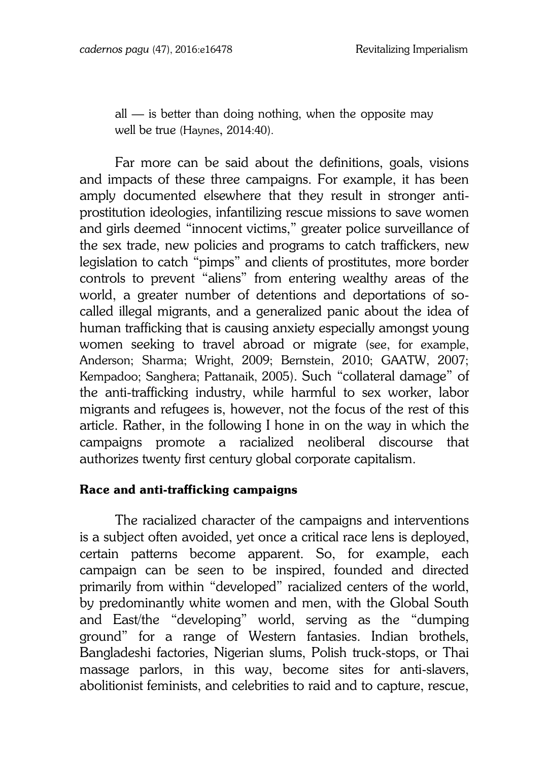all — is better than doing nothing, when the opposite may well be true (Haynes, 2014:40).

Far more can be said about the definitions, goals, visions and impacts of these three campaigns. For example, it has been amply documented elsewhere that they result in stronger anti-prostitution ideologies, infantilizing rescue missions to save women and girls deemed "innocent victims," greater police surveillance of the sex trade, new policies and programs to catch traffickers, new legislation to catch "pimps" and clients of prostitutes, more border controls to prevent "aliens" from entering wealthy areas of the world, a greater number of detentions and deportations of so-called illegal migrants, and a generalized panic about the idea of human trafficking that is causing anxiety especially amongst young women seeking to travel abroad or migrate (see, for example, Anderson; Sharma; Wright, 2009; Bernstein, 2010; GAATW, 2007; Kempadoo; Sanghera; Pattanaik, 2005). Such "collateral damage" of the anti-trafficking industry, while harmful to sex worker, labor migrants and refugees is, however, not the focus of the rest of this article. Rather, in the following I hone in on the way in which the campaigns promote a racialized neoliberal discourse that authorizes twenty first century global corporate capitalism.

## Race and anti-trafficking campaigns

The racialized character of the campaigns and interventions is a subject often avoided, yet once a critical race lens is deployed, certain patterns become apparent. So, for example, each campaign can be seen to be inspired, founded and directed primarily from within "developed" racialized centers of the world, by predominantly white women and men, with the Global South and East/the "developing" world, serving as the "dumping ground" for a range of Western fantasies. Indian brothels, Bangladeshi factories, Nigerian slums, Polish truck-stops, or Thai massage parlors, in this way, become sites for anti-slavers, abolitionist feminists, and celebrities to raid and to capture, rescue,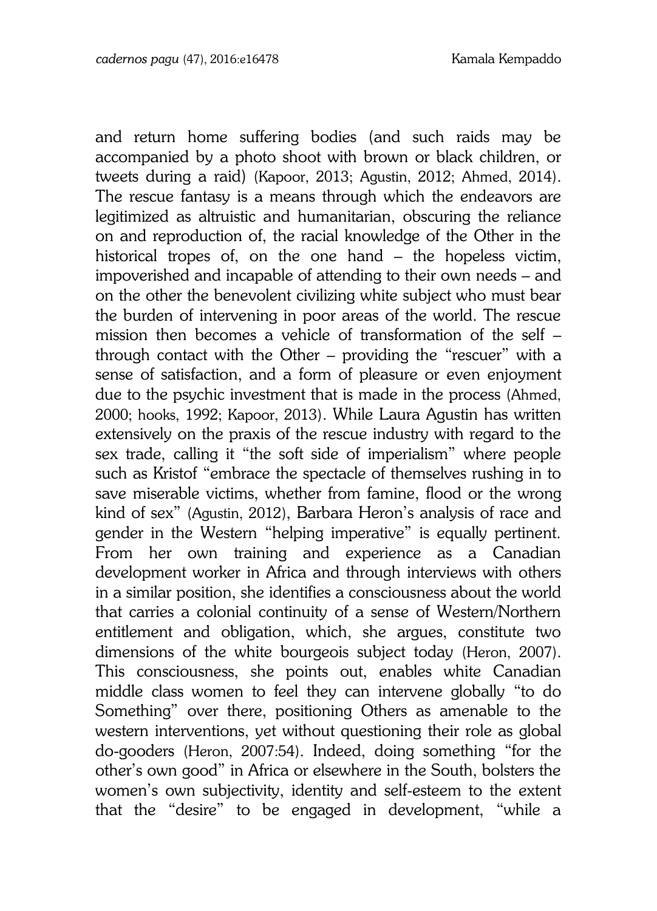and return home suffering bodies (and such raids may be accompanied by a photo shoot with brown or black children, or tweets during a raid) (Kapoor, 2013; Agustin, 2012; Ahmed, 2014). The rescue fantasy is a means through which the endeavors are legitimized as altruistic and humanitarian, obscuring the reliance on and reproduction of, the racial knowledge of the Other in the historical tropes of, on the one hand – the hopeless victim, impoverished and incapable of attending to their own needs – and on the other the benevolent civilizing white subject who must bear the burden of intervening in poor areas of the world. The rescue mission then becomes a vehicle of transformation of the self – through contact with the Other – providing the "rescuer" with a sense of satisfaction, and a form of pleasure or even enjoyment due to the psychic investment that is made in the process (Ahmed, 2000; hooks, 1992; Kapoor, 2013). While Laura Agustin has written extensively on the praxis of the rescue industry with regard to the sex trade, calling it "the soft side of imperialism" where people such as Kristof "embrace the spectacle of themselves rushing in to save miserable victims, whether from famine, flood or the wrong kind of sex" (Agustin, 2012), Barbara Heron's analysis of race and gender in the Western "helping imperative" is equally pertinent. From her own training and experience as a Canadian development worker in Africa and through interviews with others in a similar position, she identifies a consciousness about the world that carries a colonial continuity of a sense of Western/Northern entitlement and obligation, which, she argues, constitute two dimensions of the white bourgeois subject today (Heron, 2007). This consciousness, she points out, enables white Canadian middle class women to feel they can intervene globally "to do Something" over there, positioning Others as amenable to the western interventions, yet without questioning their role as global do-gooders (Heron, 2007:54). Indeed, doing something "for the other's own good" in Africa or elsewhere in the South, bolsters the women's own subjectivity, identity and self-esteem to the extent that the "desire" to be engaged in development, "while a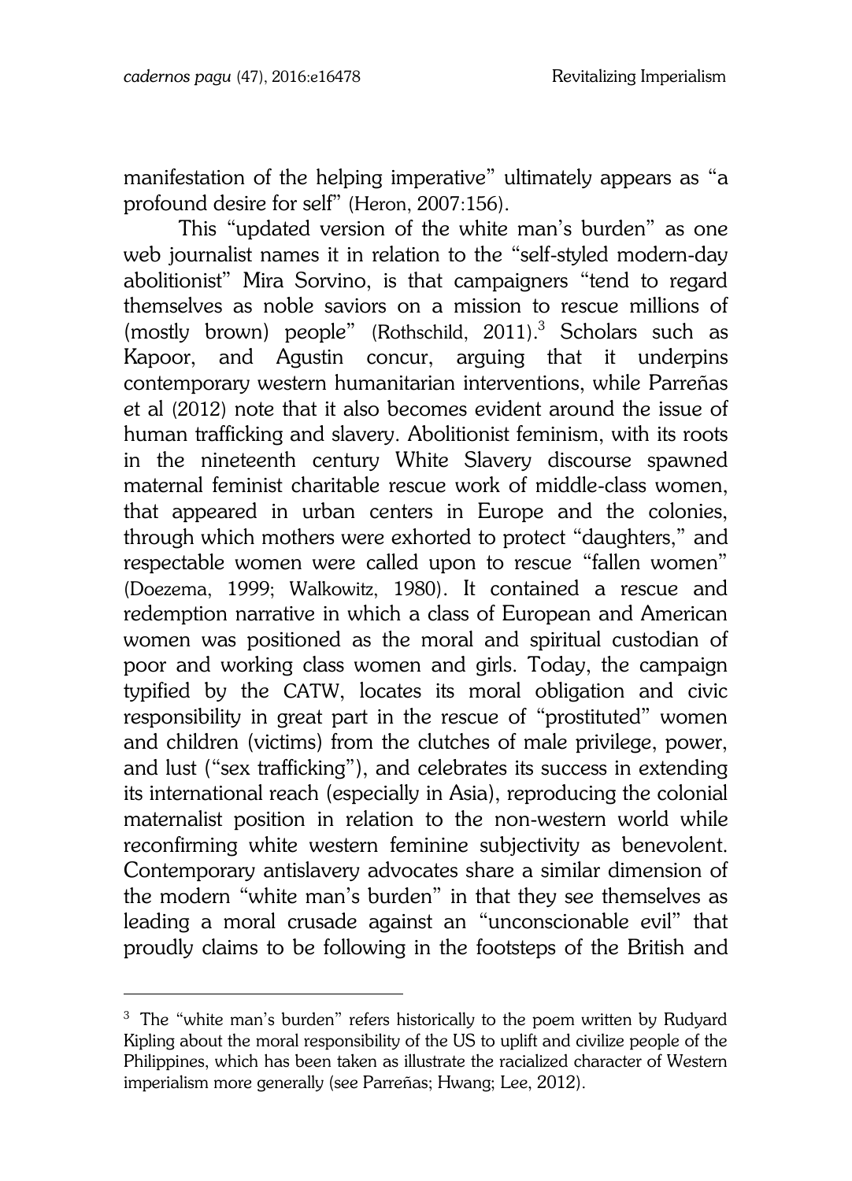manifestation of the helping imperative" ultimately appears as "a profound desire for self" (Heron, 2007:156).

This "updated version of the white man's burden" as one web journalist names it in relation to the "self-styled modern-day abolitionist" Mira Sorvino, is that campaigners "tend to regard themselves as noble saviors on a mission to rescue millions of (mostly brown) people" (Rothschild, 2011).[3] Scholars such as Kapoor, and Agustin concur, arguing that it underpins contemporary western humanitarian interventions, while Parreñas et al (2012) note that it also becomes evident around the issue of human trafficking and slavery. Abolitionist feminism, with its roots in the nineteenth century White Slavery discourse spawned maternal feminist charitable rescue work of middle-class women, that appeared in urban centers in Europe and the colonies, through which mothers were exhorted to protect "daughters," and respectable women were called upon to rescue "fallen women" (Doezema, 1999; Walkowitz, 1980). It contained a rescue and redemption narrative in which a class of European and American women was positioned as the moral and spiritual custodian of poor and working class women and girls. Today, the campaign typified by the CATW, locates its moral obligation and civic responsibility in great part in the rescue of "prostituted" women and children (victims) from the clutches of male privilege, power, and lust ("sex trafficking"), and celebrates its success in extending its international reach (especially in Asia), reproducing the colonial maternalist position in relation to the non-western world while reconfirming white western feminine subjectivity as benevolent. Contemporary antislavery advocates share a similar dimension of the modern "white man's burden" in that they see themselves as leading a moral crusade against an "unconscionable evil" that proudly claims to be following in the footsteps of the British and

---

[3] The "white man's burden" refers historically to the poem written by Rudyard Kipling about the moral responsibility of the US to uplift and civilize people of the Philippines, which has been taken as illustrate the racialized character of Western imperialism more generally (see Parreñas; Hwang; Lee, 2012).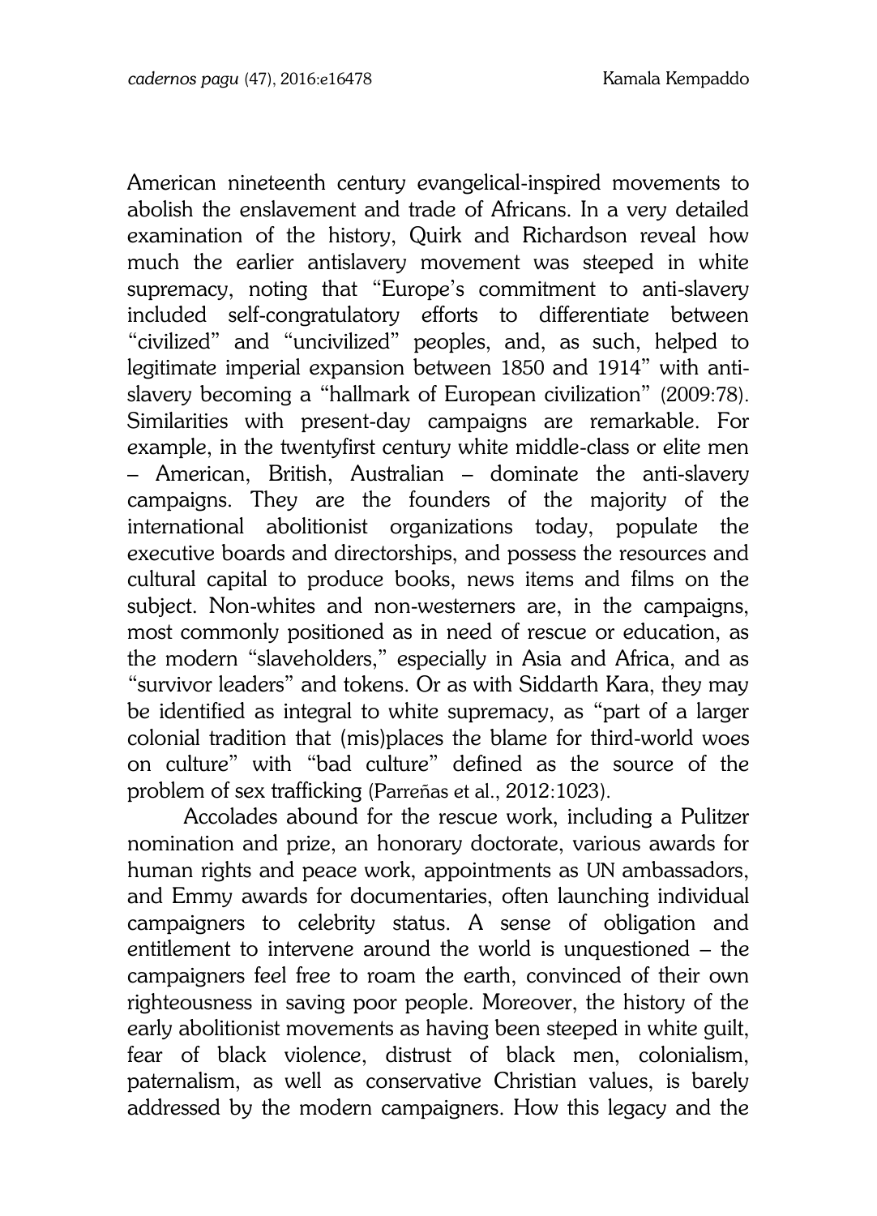American nineteenth century evangelical-inspired movements to abolish the enslavement and trade of Africans. In a very detailed examination of the history, Quirk and Richardson reveal how much the earlier antislavery movement was steeped in white supremacy, noting that "Europe's commitment to anti-slavery included self-congratulatory efforts to differentiate between "civilized" and "uncivilized" peoples, and, as such, helped to legitimate imperial expansion between 1850 and 1914" with anti-slavery becoming a "hallmark of European civilization" (2009:78). Similarities with present-day campaigns are remarkable. For example, in the twentyfirst century white middle-class or elite men – American, British, Australian – dominate the anti-slavery campaigns. They are the founders of the majority of the international abolitionist organizations today, populate the executive boards and directorships, and possess the resources and cultural capital to produce books, news items and films on the subject. Non-whites and non-westerners are, in the campaigns, most commonly positioned as in need of rescue or education, as the modern "slaveholders," especially in Asia and Africa, and as "survivor leaders" and tokens. Or as with Siddarth Kara, they may be identified as integral to white supremacy, as "part of a larger colonial tradition that (mis)places the blame for third-world woes on culture" with "bad culture" defined as the source of the problem of sex trafficking (Parreñas et al., 2012:1023).

Accolades abound for the rescue work, including a Pulitzer nomination and prize, an honorary doctorate, various awards for human rights and peace work, appointments as UN ambassadors, and Emmy awards for documentaries, often launching individual campaigners to celebrity status. A sense of obligation and entitlement to intervene around the world is unquestioned – the campaigners feel free to roam the earth, convinced of their own righteousness in saving poor people. Moreover, the history of the early abolitionist movements as having been steeped in white guilt, fear of black violence, distrust of black men, colonialism, paternalism, as well as conservative Christian values, is barely addressed by the modern campaigners. How this legacy and the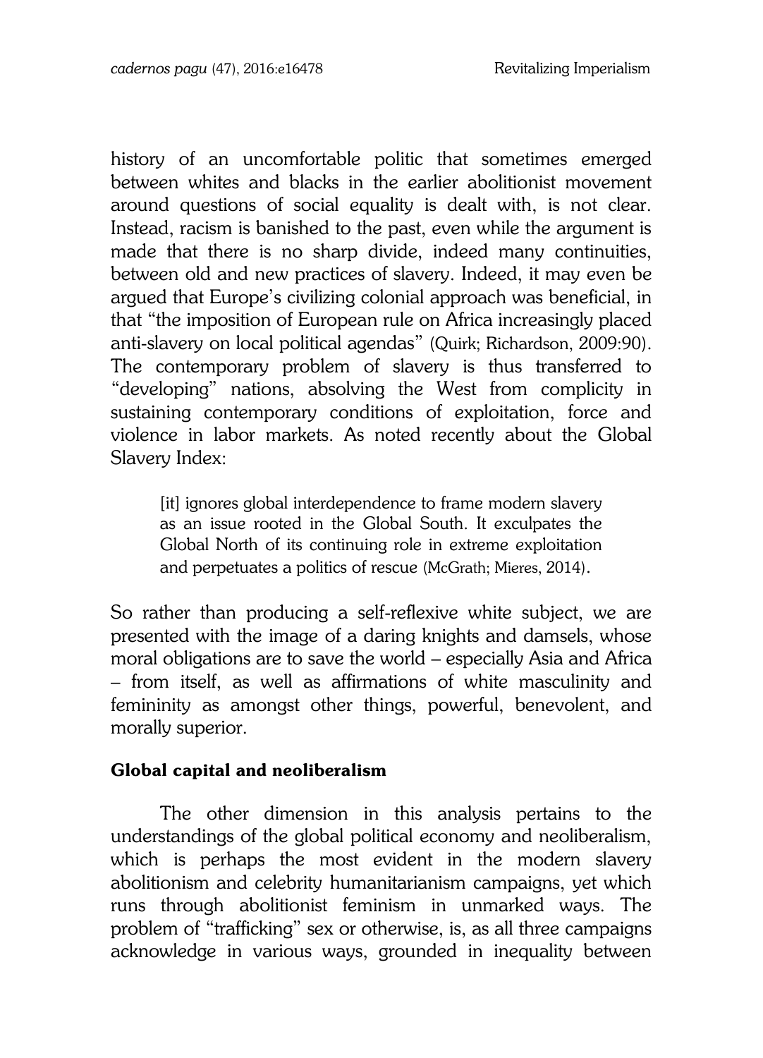history of an uncomfortable politic that sometimes emerged between whites and blacks in the earlier abolitionist movement around questions of social equality is dealt with, is not clear. Instead, racism is banished to the past, even while the argument is made that there is no sharp divide, indeed many continuities, between old and new practices of slavery. Indeed, it may even be argued that Europe's civilizing colonial approach was beneficial, in that "the imposition of European rule on Africa increasingly placed anti-slavery on local political agendas" (Quirk; Richardson, 2009:90). The contemporary problem of slavery is thus transferred to "developing" nations, absolving the West from complicity in sustaining contemporary conditions of exploitation, force and violence in labor markets. As noted recently about the Global Slavery Index:

> [it] ignores global interdependence to frame modern slavery as an issue rooted in the Global South. It exculpates the Global North of its continuing role in extreme exploitation and perpetuates a politics of rescue (McGrath; Mieres, 2014).

So rather than producing a self-reflexive white subject, we are presented with the image of a daring knights and damsels, whose moral obligations are to save the world – especially Asia and Africa – from itself, as well as affirmations of white masculinity and femininity as amongst other things, powerful, benevolent, and morally superior.

## Global capital and neoliberalism

The other dimension in this analysis pertains to the understandings of the global political economy and neoliberalism, which is perhaps the most evident in the modern slavery abolitionism and celebrity humanitarianism campaigns, yet which runs through abolitionist feminism in unmarked ways. The problem of "trafficking" sex or otherwise, is, as all three campaigns acknowledge in various ways, grounded in inequality between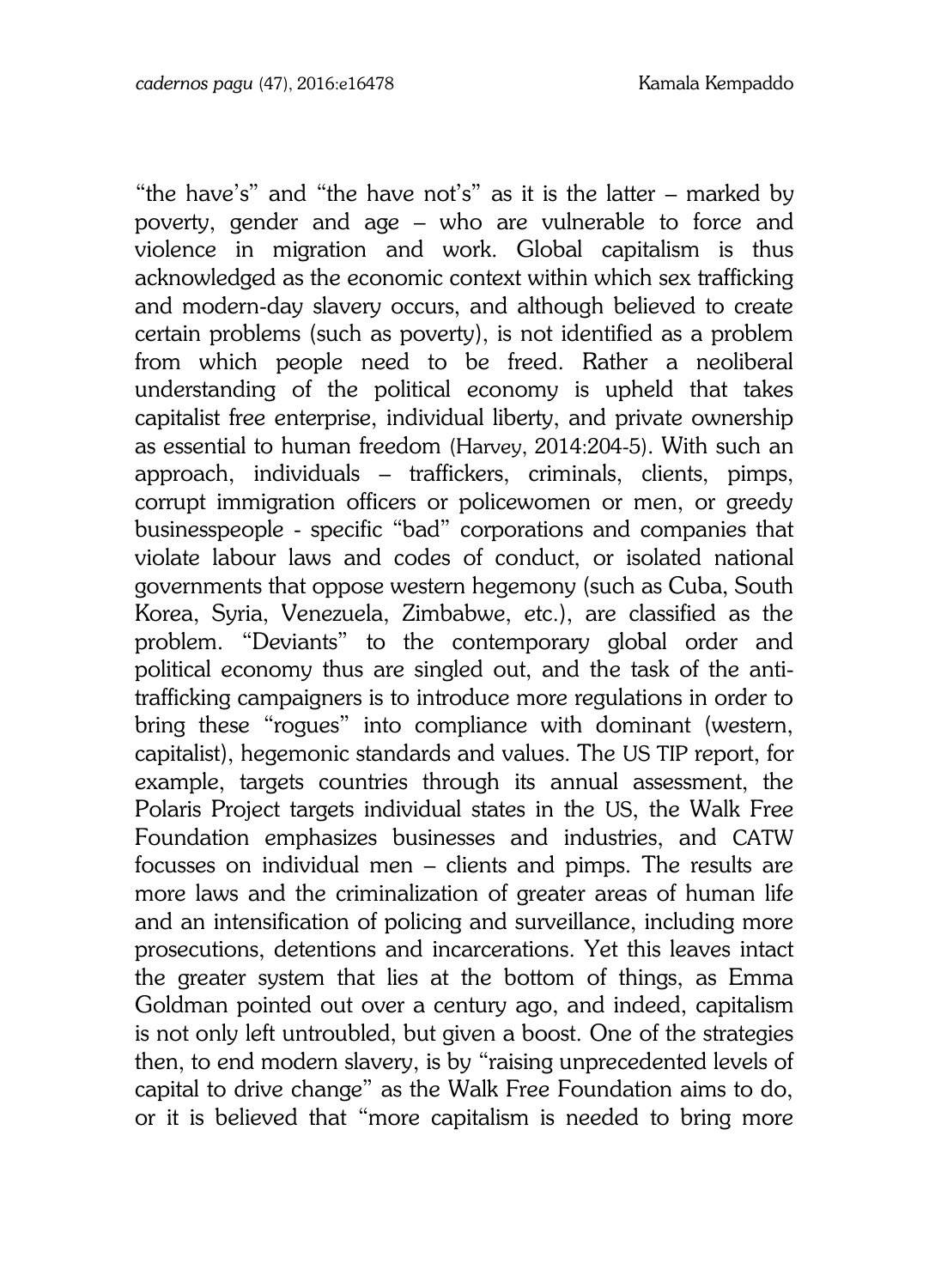"the have's" and "the have not's" as it is the latter – marked by poverty, gender and age – who are vulnerable to force and violence in migration and work. Global capitalism is thus acknowledged as the economic context within which sex trafficking and modern-day slavery occurs, and although believed to create certain problems (such as poverty), is not identified as a problem from which people need to be freed. Rather a neoliberal understanding of the political economy is upheld that takes capitalist free enterprise, individual liberty, and private ownership as essential to human freedom (Harvey, 2014:204-5). With such an approach, individuals – traffickers, criminals, clients, pimps, corrupt immigration officers or policewomen or men, or greedy businesspeople - specific "bad" corporations and companies that violate labour laws and codes of conduct, or isolated national governments that oppose western hegemony (such as Cuba, South Korea, Syria, Venezuela, Zimbabwe, etc.), are classified as the problem. "Deviants" to the contemporary global order and political economy thus are singled out, and the task of the anti-trafficking campaigners is to introduce more regulations in order to bring these "rogues" into compliance with dominant (western, capitalist), hegemonic standards and values. The US TIP report, for example, targets countries through its annual assessment, the Polaris Project targets individual states in the US, the Walk Free Foundation emphasizes businesses and industries, and CATW focusses on individual men – clients and pimps. The results are more laws and the criminalization of greater areas of human life and an intensification of policing and surveillance, including more prosecutions, detentions and incarcerations. Yet this leaves intact the greater system that lies at the bottom of things, as Emma Goldman pointed out over a century ago, and indeed, capitalism is not only left untroubled, but given a boost. One of the strategies then, to end modern slavery, is by "raising unprecedented levels of capital to drive change" as the Walk Free Foundation aims to do, or it is believed that "more capitalism is needed to bring more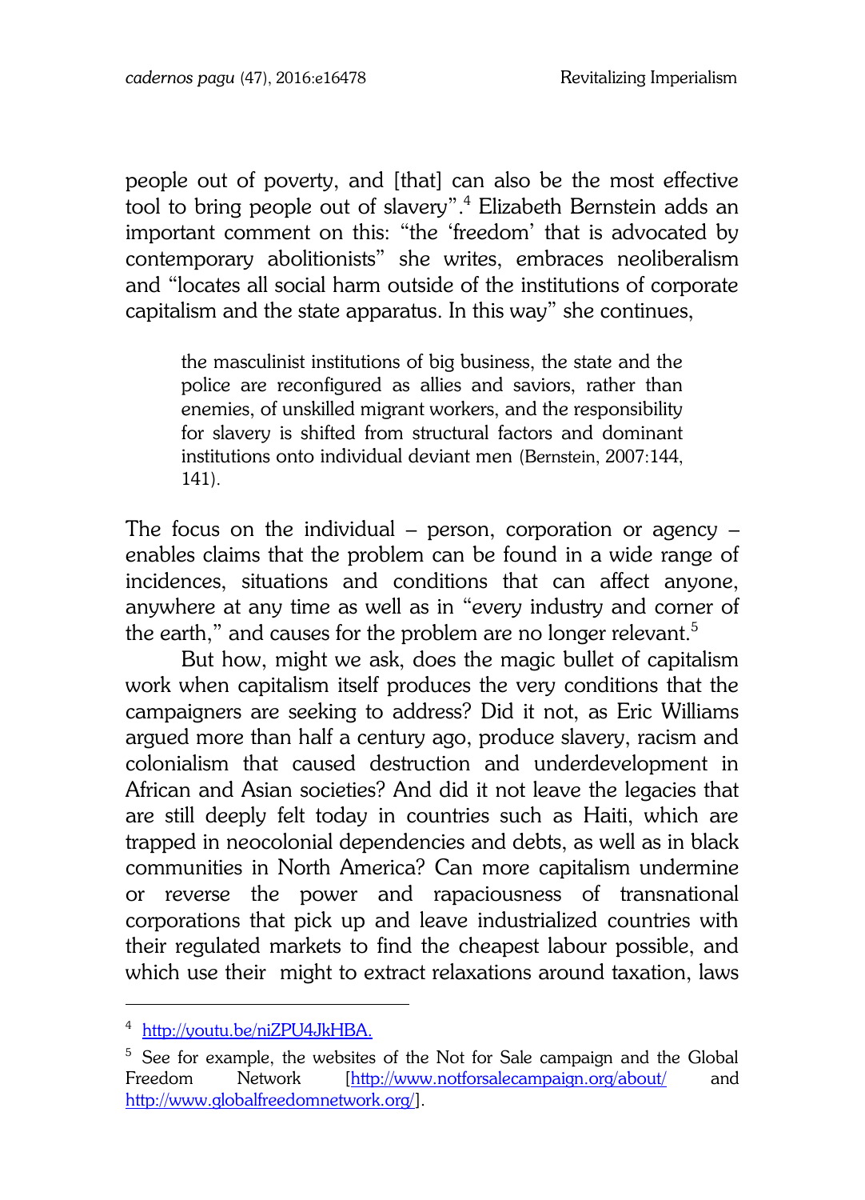people out of poverty, and [that] can also be the most effective tool to bring people out of slavery".[4] Elizabeth Bernstein adds an important comment on this: "the 'freedom' that is advocated by contemporary abolitionists" she writes, embraces neoliberalism and "locates all social harm outside of the institutions of corporate capitalism and the state apparatus. In this way" she continues,

> the masculinist institutions of big business, the state and the police are reconfigured as allies and saviors, rather than enemies, of unskilled migrant workers, and the responsibility for slavery is shifted from structural factors and dominant institutions onto individual deviant men (Bernstein, 2007:144, 141).

The focus on the individual – person, corporation or agency – enables claims that the problem can be found in a wide range of incidences, situations and conditions that can affect anyone, anywhere at any time as well as in "every industry and corner of the earth," and causes for the problem are no longer relevant.[5]

But how, might we ask, does the magic bullet of capitalism work when capitalism itself produces the very conditions that the campaigners are seeking to address? Did it not, as Eric Williams argued more than half a century ago, produce slavery, racism and colonialism that caused destruction and underdevelopment in African and Asian societies? And did it not leave the legacies that are still deeply felt today in countries such as Haiti, which are trapped in neocolonial dependencies and debts, as well as in black communities in North America? Can more capitalism undermine or reverse the power and rapaciousness of transnational corporations that pick up and leave industrialized countries with their regulated markets to find the cheapest labour possible, and which use their might to extract relaxations around taxation, laws

---

[4] http://youtu.be/niZPU4JkHBA.

[5] See for example, the websites of the Not for Sale campaign and the Global Freedom Network [http://www.notforsalecampaign.org/about/ and http://www.globalfreedomnetwork.org/].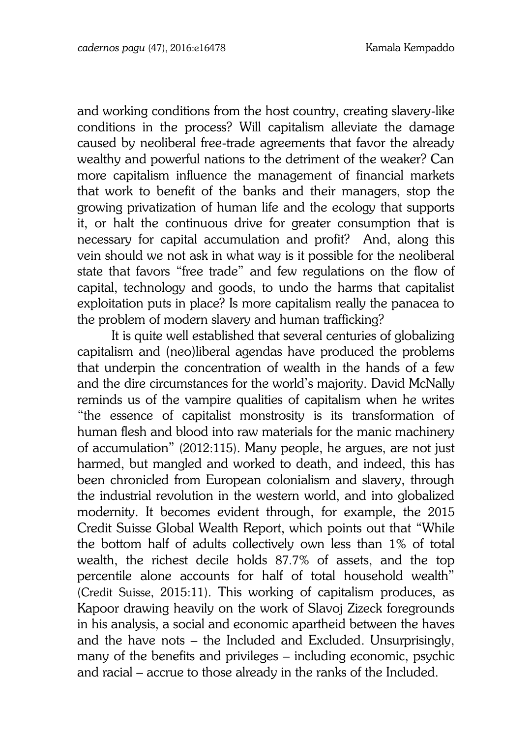and working conditions from the host country, creating slavery-like conditions in the process? Will capitalism alleviate the damage caused by neoliberal free-trade agreements that favor the already wealthy and powerful nations to the detriment of the weaker? Can more capitalism influence the management of financial markets that work to benefit of the banks and their managers, stop the growing privatization of human life and the ecology that supports it, or halt the continuous drive for greater consumption that is necessary for capital accumulation and profit? And, along this vein should we not ask in what way is it possible for the neoliberal state that favors "free trade" and few regulations on the flow of capital, technology and goods, to undo the harms that capitalist exploitation puts in place? Is more capitalism really the panacea to the problem of modern slavery and human trafficking?

It is quite well established that several centuries of globalizing capitalism and (neo)liberal agendas have produced the problems that underpin the concentration of wealth in the hands of a few and the dire circumstances for the world's majority. David McNally reminds us of the vampire qualities of capitalism when he writes "the essence of capitalist monstrosity is its transformation of human flesh and blood into raw materials for the manic machinery of accumulation" (2012:115). Many people, he argues, are not just harmed, but mangled and worked to death, and indeed, this has been chronicled from European colonialism and slavery, through the industrial revolution in the western world, and into globalized modernity. It becomes evident through, for example, the 2015 Credit Suisse Global Wealth Report, which points out that "While the bottom half of adults collectively own less than 1% of total wealth, the richest decile holds 87.7% of assets, and the top percentile alone accounts for half of total household wealth" (Credit Suisse, 2015:11). This working of capitalism produces, as Kapoor drawing heavily on the work of Slavoj Zizeck foregrounds in his analysis, a social and economic apartheid between the haves and the have nots – the Included and Excluded. Unsurprisingly, many of the benefits and privileges – including economic, psychic and racial – accrue to those already in the ranks of the Included.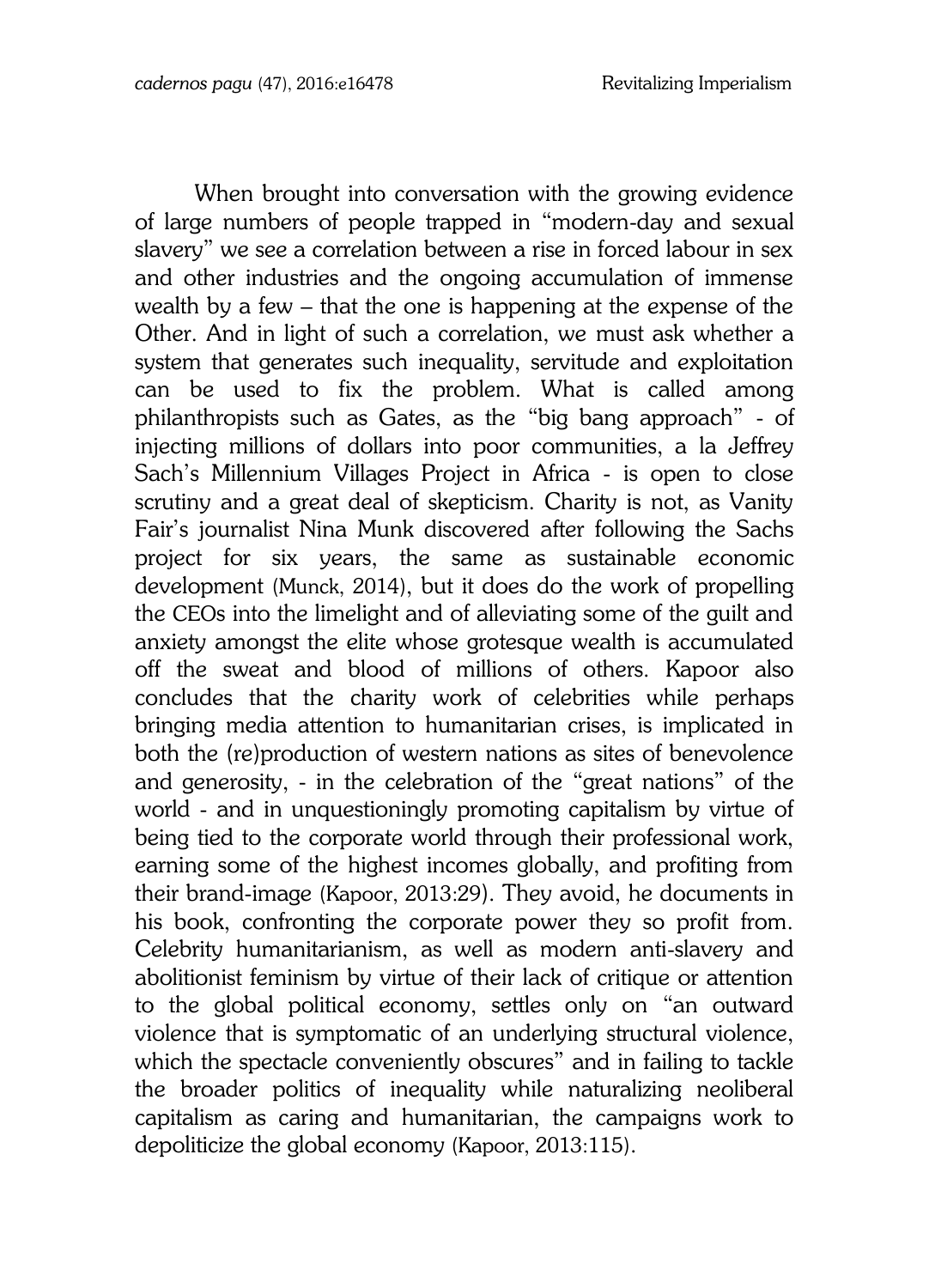When brought into conversation with the growing evidence of large numbers of people trapped in "modern-day and sexual slavery" we see a correlation between a rise in forced labour in sex and other industries and the ongoing accumulation of immense wealth by a few – that the one is happening at the expense of the Other. And in light of such a correlation, we must ask whether a system that generates such inequality, servitude and exploitation can be used to fix the problem. What is called among philanthropists such as Gates, as the "big bang approach" - of injecting millions of dollars into poor communities, a la Jeffrey Sach's Millennium Villages Project in Africa - is open to close scrutiny and a great deal of skepticism. Charity is not, as Vanity Fair's journalist Nina Munk discovered after following the Sachs project for six years, the same as sustainable economic development (Munck, 2014), but it does do the work of propelling the CEOs into the limelight and of alleviating some of the guilt and anxiety amongst the elite whose grotesque wealth is accumulated off the sweat and blood of millions of others. Kapoor also concludes that the charity work of celebrities while perhaps bringing media attention to humanitarian crises, is implicated in both the (re)production of western nations as sites of benevolence and generosity, - in the celebration of the "great nations" of the world - and in unquestioningly promoting capitalism by virtue of being tied to the corporate world through their professional work, earning some of the highest incomes globally, and profiting from their brand-image (Kapoor, 2013:29). They avoid, he documents in his book, confronting the corporate power they so profit from. Celebrity humanitarianism, as well as modern anti-slavery and abolitionist feminism by virtue of their lack of critique or attention to the global political economy, settles only on "an outward violence that is symptomatic of an underlying structural violence, which the spectacle conveniently obscures" and in failing to tackle the broader politics of inequality while naturalizing neoliberal capitalism as caring and humanitarian, the campaigns work to depoliticize the global economy (Kapoor, 2013:115).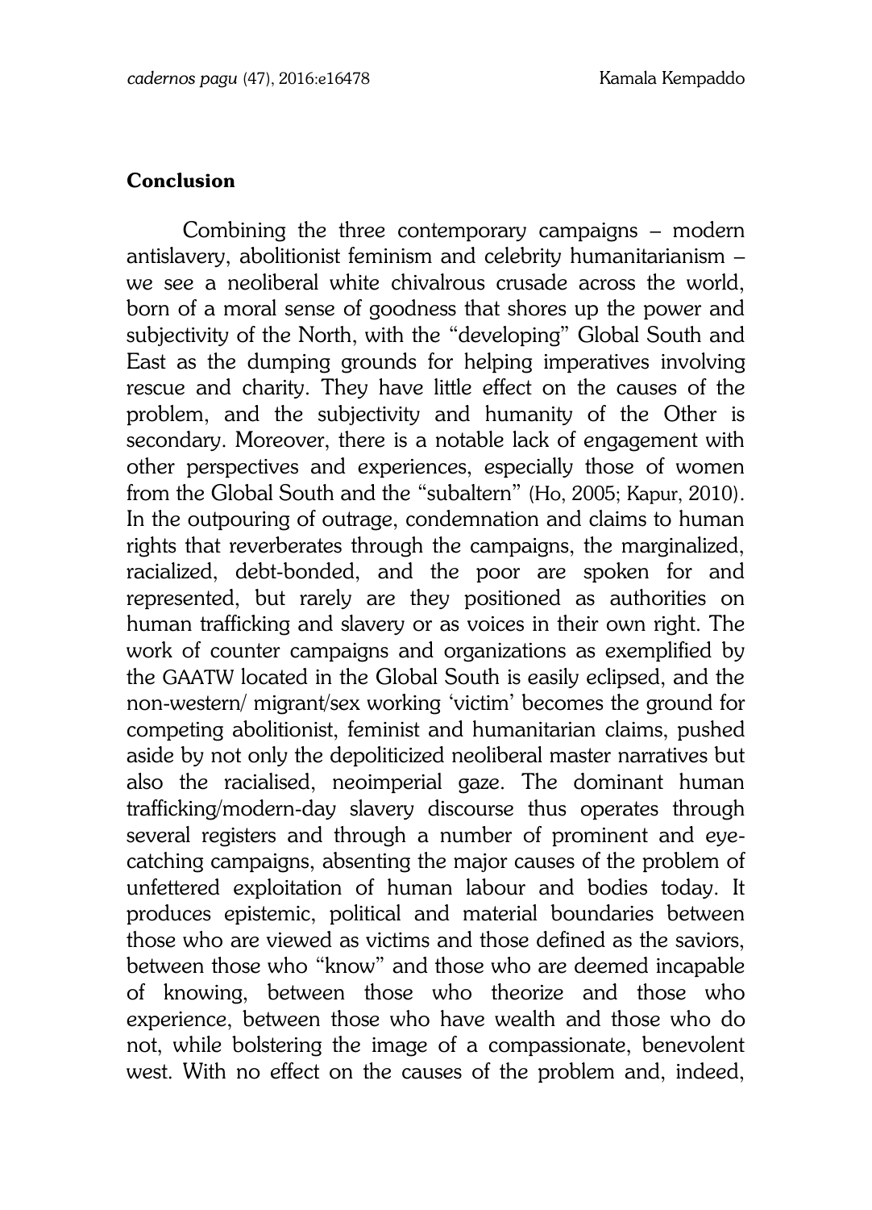## Conclusion

Combining the three contemporary campaigns – modern antislavery, abolitionist feminism and celebrity humanitarianism – we see a neoliberal white chivalrous crusade across the world, born of a moral sense of goodness that shores up the power and subjectivity of the North, with the "developing" Global South and East as the dumping grounds for helping imperatives involving rescue and charity. They have little effect on the causes of the problem, and the subjectivity and humanity of the Other is secondary. Moreover, there is a notable lack of engagement with other perspectives and experiences, especially those of women from the Global South and the "subaltern" (Ho, 2005; Kapur, 2010). In the outpouring of outrage, condemnation and claims to human rights that reverberates through the campaigns, the marginalized, racialized, debt-bonded, and the poor are spoken for and represented, but rarely are they positioned as authorities on human trafficking and slavery or as voices in their own right. The work of counter campaigns and organizations as exemplified by the GAATW located in the Global South is easily eclipsed, and the non-western/ migrant/sex working 'victim' becomes the ground for competing abolitionist, feminist and humanitarian claims, pushed aside by not only the depoliticized neoliberal master narratives but also the racialised, neoimperial gaze. The dominant human trafficking/modern-day slavery discourse thus operates through several registers and through a number of prominent and eye-catching campaigns, absenting the major causes of the problem of unfettered exploitation of human labour and bodies today. It produces epistemic, political and material boundaries between those who are viewed as victims and those defined as the saviors, between those who "know" and those who are deemed incapable of knowing, between those who theorize and those who experience, between those who have wealth and those who do not, while bolstering the image of a compassionate, benevolent west. With no effect on the causes of the problem and, indeed,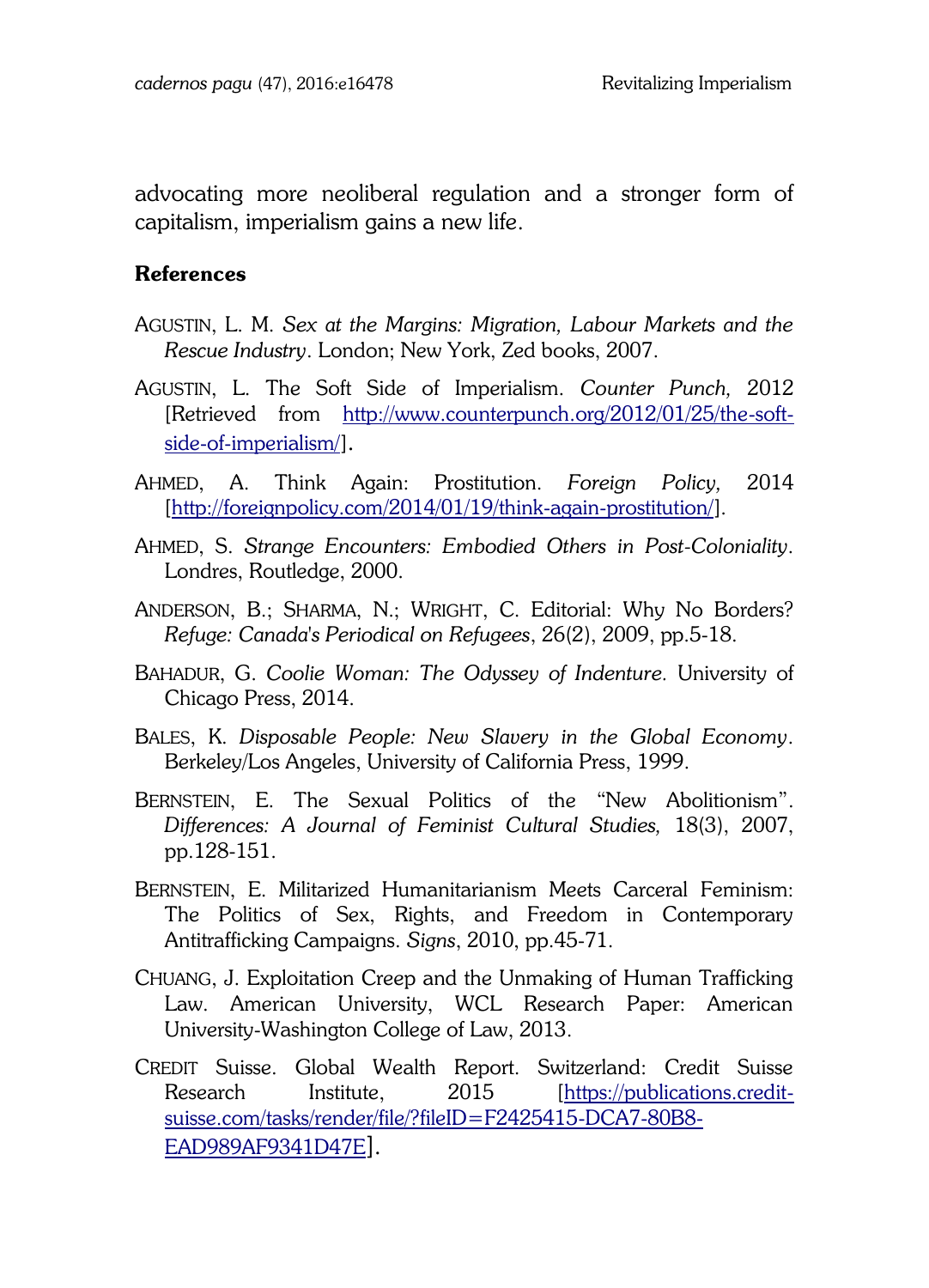advocating more neoliberal regulation and a stronger form of capitalism, imperialism gains a new life.

**References**

AGUSTIN, L. M. *Sex at the Margins: Migration, Labour Markets and the Rescue Industry*. London; New York, Zed books, 2007.

AGUSTIN, L. The Soft Side of Imperialism. *Counter Punch,* 2012 [Retrieved from http://www.counterpunch.org/2012/01/25/the-soft-side-of-imperialism/].

AHMED, A. Think Again: Prostitution. *Foreign Policy,* 2014 [http://foreignpolicy.com/2014/01/19/think-again-prostitution/].

AHMED, S. *Strange Encounters: Embodied Others in Post-Coloniality*. Londres, Routledge, 2000.

ANDERSON, B.; SHARMA, N.; WRIGHT, C. Editorial: Why No Borders? *Refuge: Canada's Periodical on Refugees*, 26(2), 2009, pp.5-18.

BAHADUR, G. *Coolie Woman: The Odyssey of Indenture*. University of Chicago Press, 2014.

BALES, K. *Disposable People: New Slavery in the Global Economy*. Berkeley/Los Angeles, University of California Press, 1999.

BERNSTEIN, E. The Sexual Politics of the "New Abolitionism". *Differences: A Journal of Feminist Cultural Studies,* 18(3), 2007, pp.128-151.

BERNSTEIN, E. Militarized Humanitarianism Meets Carceral Feminism: The Politics of Sex, Rights, and Freedom in Contemporary Antitrafficking Campaigns. *Signs*, 2010, pp.45-71.

CHUANG, J. Exploitation Creep and the Unmaking of Human Trafficking Law. American University, WCL Research Paper: American University-Washington College of Law, 2013.

CREDIT Suisse. Global Wealth Report. Switzerland: Credit Suisse Research Institute, 2015 [https://publications.credit-suisse.com/tasks/render/file/?fileID=F2425415-DCA7-80B8-EAD989AF9341D47E].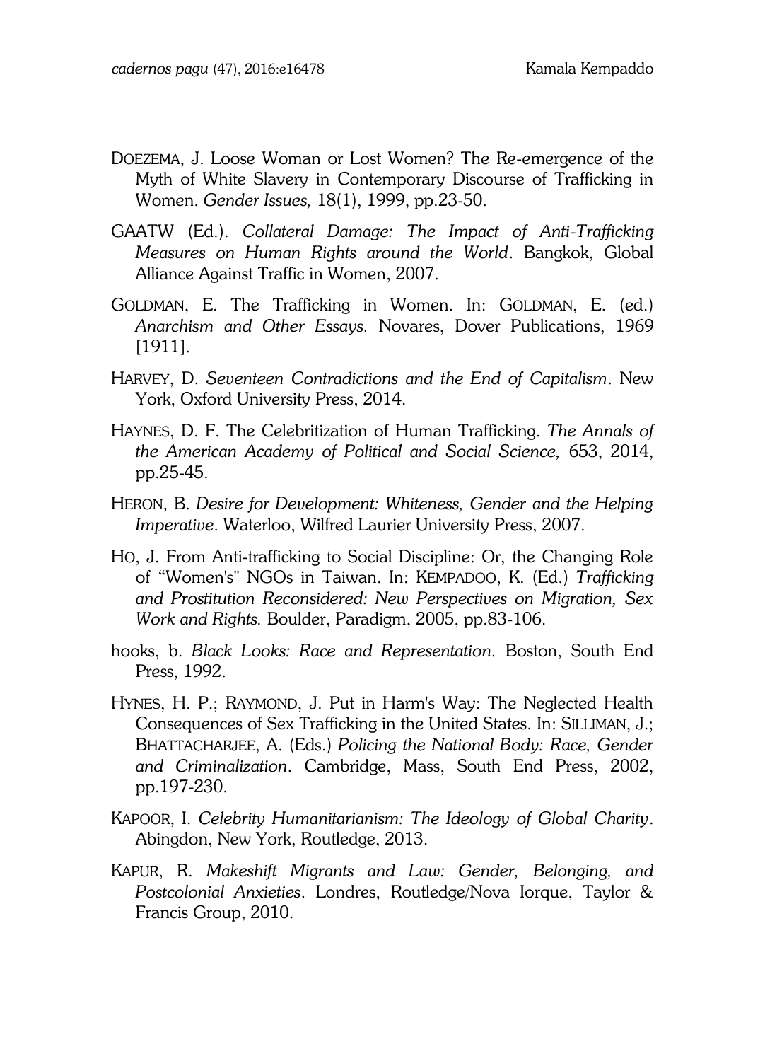DOEZEMA, J. Loose Woman or Lost Women? The Re-emergence of the Myth of White Slavery in Contemporary Discourse of Trafficking in Women. *Gender Issues,* 18(1), 1999, pp.23-50.

GAATW (Ed.). *Collateral Damage: The Impact of Anti-Trafficking Measures on Human Rights around the World*. Bangkok, Global Alliance Against Traffic in Women, 2007.

GOLDMAN, E. The Trafficking in Women. In: GOLDMAN, E. (ed.) *Anarchism and Other Essays.* Novares, Dover Publications, 1969 [1911].

HARVEY, D. *Seventeen Contradictions and the End of Capitalism*. New York, Oxford University Press, 2014.

HAYNES, D. F. The Celebritization of Human Trafficking. *The Annals of the American Academy of Political and Social Science,* 653, 2014, pp.25-45.

HERON, B. *Desire for Development: Whiteness, Gender and the Helping Imperative*. Waterloo, Wilfred Laurier University Press, 2007.

HO, J. From Anti-trafficking to Social Discipline: Or, the Changing Role of "Women's" NGOs in Taiwan. In: KEMPADOO, K. (Ed.) *Trafficking and Prostitution Reconsidered: New Perspectives on Migration, Sex Work and Rights.* Boulder, Paradigm, 2005, pp.83-106.

hooks, b. *Black Looks: Race and Representation.* Boston, South End Press, 1992.

HYNES, H. P.; RAYMOND, J. Put in Harm's Way: The Neglected Health Consequences of Sex Trafficking in the United States. In: SILLIMAN, J.; BHATTACHARJEE, A. (Eds.) *Policing the National Body: Race, Gender and Criminalization*. Cambridge, Mass, South End Press, 2002, pp.197-230.

KAPOOR, I. *Celebrity Humanitarianism: The Ideology of Global Charity*. Abingdon, New York, Routledge, 2013.

KAPUR, R. *Makeshift Migrants and Law: Gender, Belonging, and Postcolonial Anxieties*. Londres, Routledge/Nova Iorque, Taylor & Francis Group, 2010.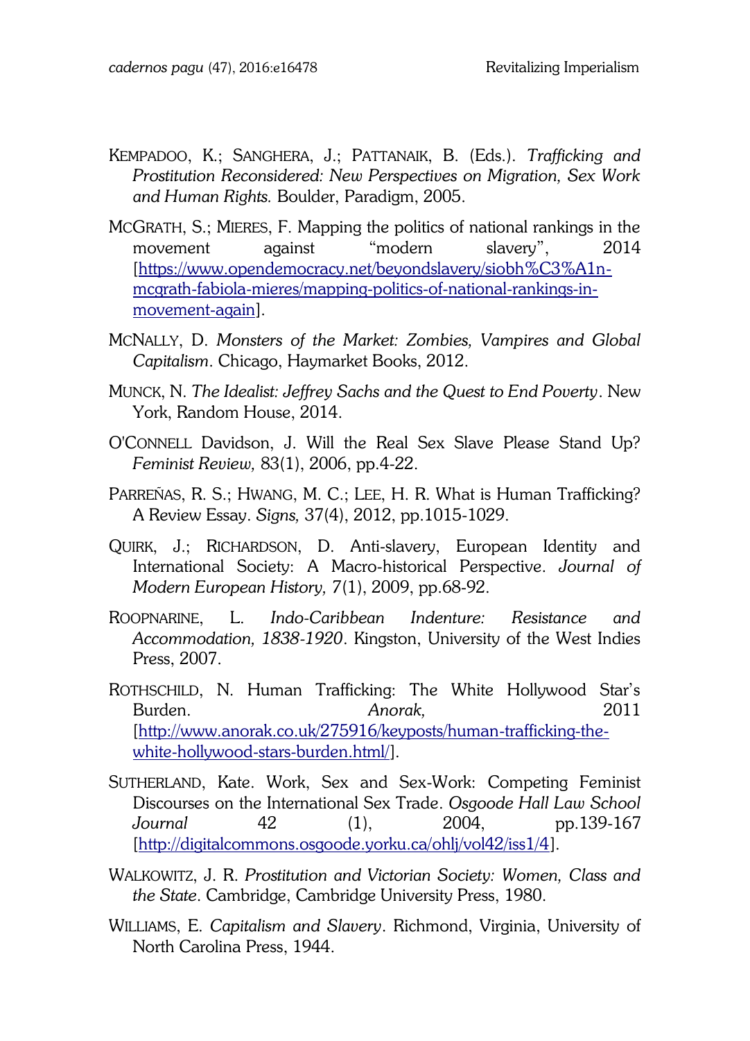KEMPADOO, K.; SANGHERA, J.; PATTANAIK, B. (Eds.). *Trafficking and Prostitution Reconsidered: New Perspectives on Migration, Sex Work and Human Rights.* Boulder, Paradigm, 2005.

MCGRATH, S.; MIERES, F. Mapping the politics of national rankings in the movement against "modern slavery", 2014 [https://www.opendemocracy.net/beyondslavery/siobh%C3%A1n-mcgrath-fabiola-mieres/mapping-politics-of-national-rankings-in-movement-again].

MCNALLY, D. *Monsters of the Market: Zombies, Vampires and Global Capitalism*. Chicago, Haymarket Books, 2012.

MUNCK, N. *The Idealist: Jeffrey Sachs and the Quest to End Poverty*. New York, Random House, 2014.

O'CONNELL Davidson, J. Will the Real Sex Slave Please Stand Up? *Feminist Review,* 83(1), 2006, pp.4-22.

PARREÑAS, R. S.; HWANG, M. C.; LEE, H. R. What is Human Trafficking? A Review Essay. *Signs,* 37(4), 2012, pp.1015-1029.

QUIRK, J.; RICHARDSON, D. Anti-slavery, European Identity and International Society: A Macro-historical Perspective. *Journal of Modern European History,* 7(1), 2009, pp.68-92.

ROOPNARINE, L. *Indo-Caribbean Indenture: Resistance and Accommodation, 1838-1920*. Kingston, University of the West Indies Press, 2007.

ROTHSCHILD, N. Human Trafficking: The White Hollywood Star's Burden. *Anorak,* 2011 [http://www.anorak.co.uk/275916/keyposts/human-trafficking-the-white-hollywood-stars-burden.html/].

SUTHERLAND, Kate. Work, Sex and Sex-Work: Competing Feminist Discourses on the International Sex Trade. *Osgoode Hall Law School Journal* 42 (1), 2004, pp.139-167 [http://digitalcommons.osgoode.yorku.ca/ohlj/vol42/iss1/4].

WALKOWITZ, J. R. *Prostitution and Victorian Society: Women, Class and the State*. Cambridge, Cambridge University Press, 1980.

WILLIAMS, E. *Capitalism and Slavery*. Richmond, Virginia, University of North Carolina Press, 1944.